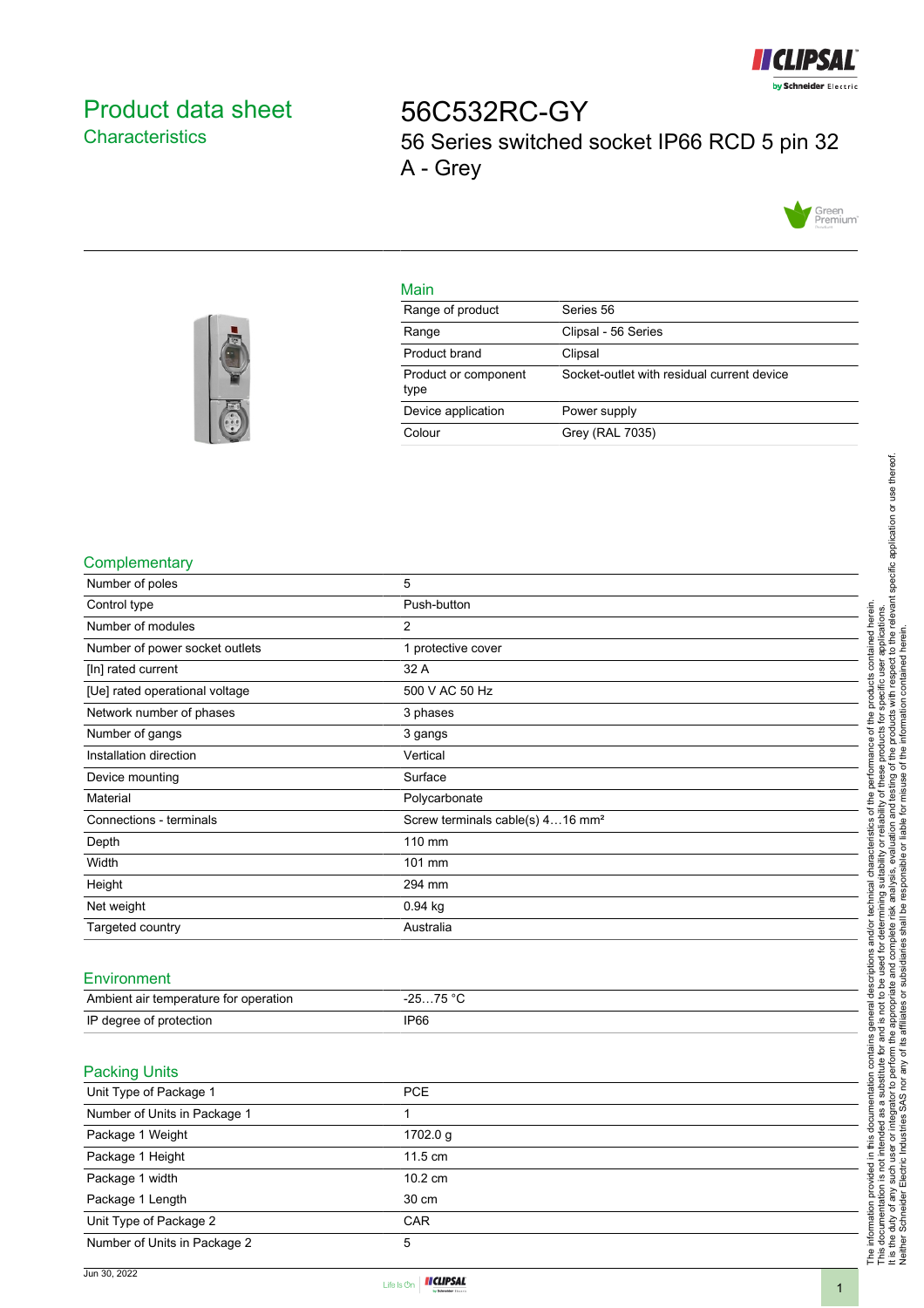# Product data sheet
## Characteristics

# 56C532RC-GY

56 Series switched socket IP66 RCD 5 pin 32 A - Grey

## Main

| | |
|---|---|
| Range of product | Series 56 |
| Range | Clipsal - 56 Series |
| Product brand | Clipsal |
| Product or component type | Socket-outlet with residual current device |
| Device application | Power supply |
| Colour | Grey (RAL 7035) |

## Complementary

| | |
|---|---|
| Number of poles | 5 |
| Control type | Push-button |
| Number of modules | 2 |
| Number of power socket outlets | 1 protective cover |
| [In] rated current | 32 A |
| [Ue] rated operational voltage | 500 V AC 50 Hz |
| Network number of phases | 3 phases |
| Number of gangs | 3 gangs |
| Installation direction | Vertical |
| Device mounting | Surface |
| Material | Polycarbonate |
| Connections - terminals | Screw terminals cable(s) 4…16 mm² |
| Depth | 110 mm |
| Width | 101 mm |
| Height | 294 mm |
| Net weight | 0.94 kg |
| Targeted country | Australia |

## Environment

| | |
|---|---|
| Ambient air temperature for operation | -25…75 °C |
| IP degree of protection | IP66 |

## Packing Units

| | |
|---|---|
| Unit Type of Package 1 | PCE |
| Number of Units in Package 1 | 1 |
| Package 1 Weight | 1702.0 g |
| Package 1 Height | 11.5 cm |
| Package 1 width | 10.2 cm |
| Package 1 Length | 30 cm |
| Unit Type of Package 2 | CAR |
| Number of Units in Package 2 | 5 |

The information provided in this documentation contains general descriptions and/or technical characteristics of the performance of the products contained herein. This documentation is not intended as a substitute for and is not to be used for determining suitability or reliability of these products for specific user applications. It is the duty of any such user or integrator to perform the appropriate and complete risk analysis, evaluation and testing of the products with respect to the relevant specific application or use thereof. Neither Schneider Electric Industries SAS nor any of its affiliates or subsidiaries shall be responsible or liable for misuse of the information contained herein.

Jun 30, 2022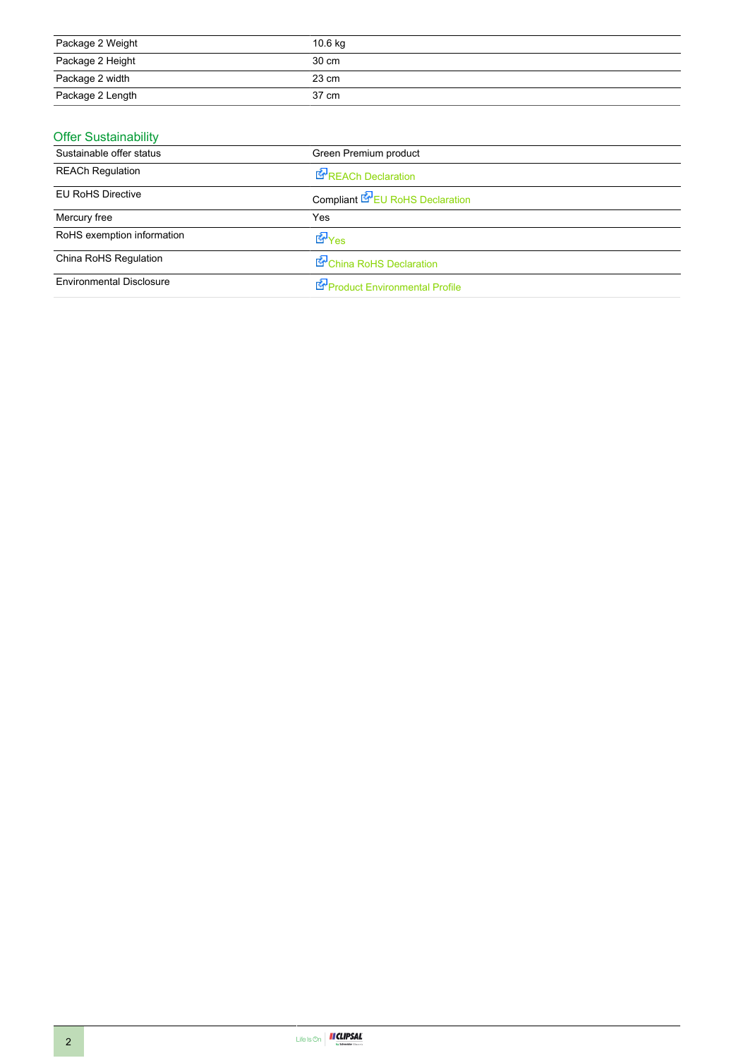| | |
|---|---|
| Package 2 Weight | 10.6 kg |
| Package 2 Height | 30 cm |
| Package 2 width | 23 cm |
| Package 2 Length | 37 cm |

## Offer Sustainability

| | |
|---|---|
| Sustainable offer status | Green Premium product |
| REACh Regulation | REACh Declaration |
| EU RoHS Directive | Compliant EU RoHS Declaration |
| Mercury free | Yes |
| RoHS exemption information | Yes |
| China RoHS Regulation | China RoHS Declaration |
| Environmental Disclosure | Product Environmental Profile |